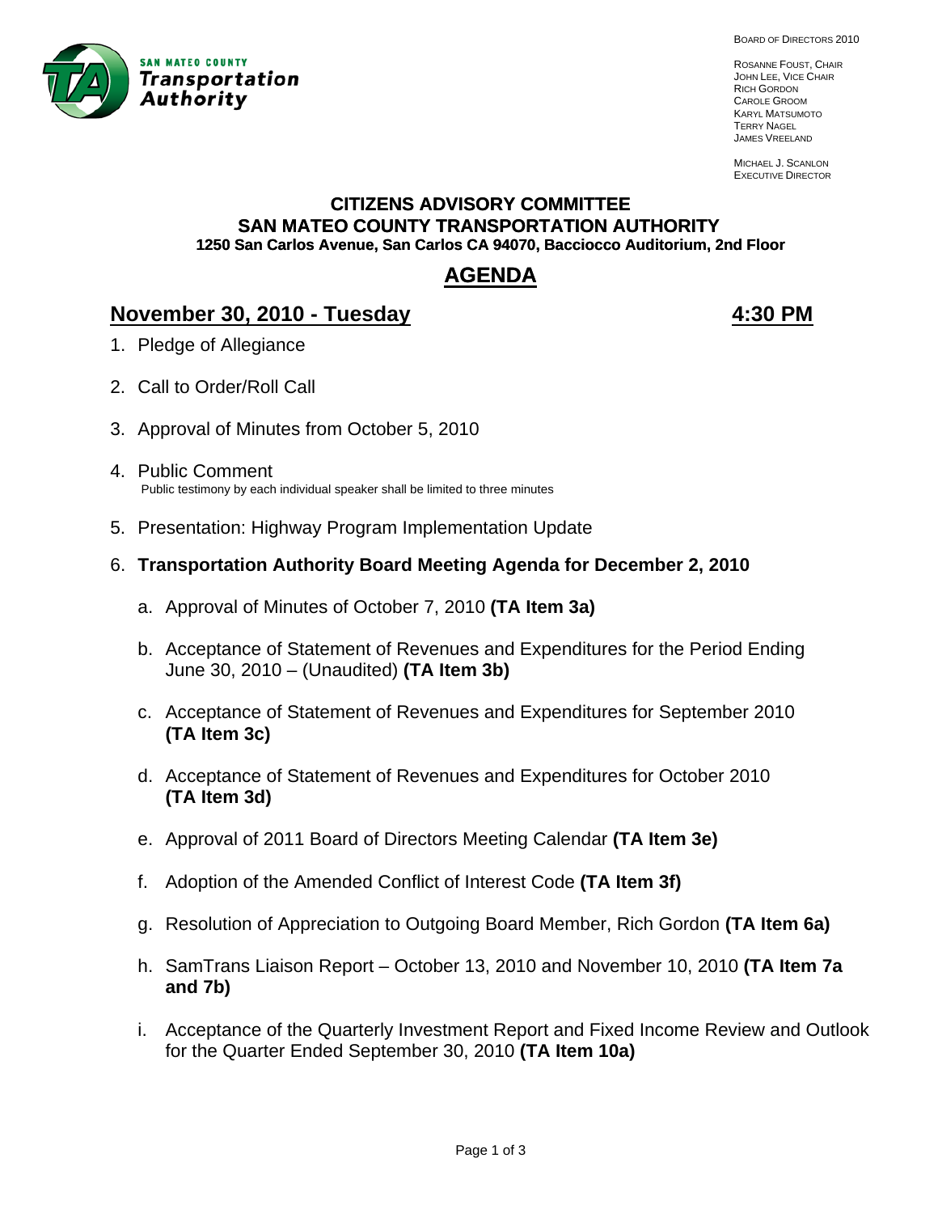SAN MATEO COUNTY
**Transportation Authority**

BOARD OF DIRECTORS 2010

ROSANNE FOUST, CHAIR
JOHN LEE, VICE CHAIR
RICH GORDON
CAROLE GROOM
KARYL MATSUMOTO
TERRY NAGEL
JAMES VREELAND

MICHAEL J. SCANLON
EXECUTIVE DIRECTOR

# CITIZENS ADVISORY COMMITTEE
# SAN MATEO COUNTY TRANSPORTATION AUTHORITY
**1250 San Carlos Avenue, San Carlos CA 94070, Bacciocco Auditorium, 2nd Floor**

## AGENDA

## November 30, 2010 - Tuesday 4:30 PM

1. Pledge of Allegiance

2. Call to Order/Roll Call

3. Approval of Minutes from October 5, 2010

4. Public Comment
   Public testimony by each individual speaker shall be limited to three minutes

5. Presentation: Highway Program Implementation Update

6. **Transportation Authority Board Meeting Agenda for December 2, 2010**

   a. Approval of Minutes of October 7, 2010 **(TA Item 3a)**

   b. Acceptance of Statement of Revenues and Expenditures for the Period Ending June 30, 2010 – (Unaudited) **(TA Item 3b)**

   c. Acceptance of Statement of Revenues and Expenditures for September 2010 **(TA Item 3c)**

   d. Acceptance of Statement of Revenues and Expenditures for October 2010 **(TA Item 3d)**

   e. Approval of 2011 Board of Directors Meeting Calendar **(TA Item 3e)**

   f. Adoption of the Amended Conflict of Interest Code **(TA Item 3f)**

   g. Resolution of Appreciation to Outgoing Board Member, Rich Gordon **(TA Item 6a)**

   h. SamTrans Liaison Report – October 13, 2010 and November 10, 2010 **(TA Item 7a and 7b)**

   i. Acceptance of the Quarterly Investment Report and Fixed Income Review and Outlook for the Quarter Ended September 30, 2010 **(TA Item 10a)**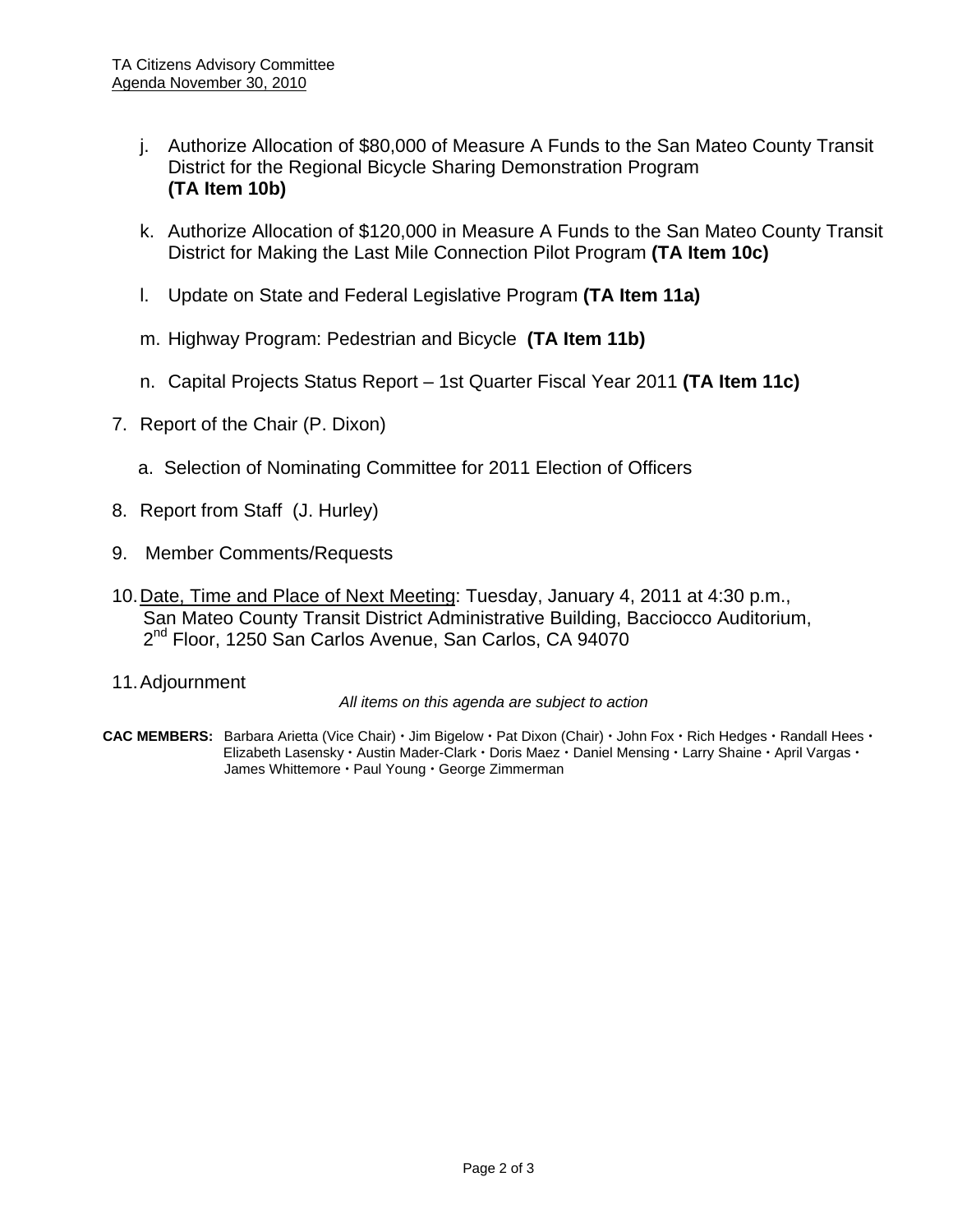j. Authorize Allocation of $80,000 of Measure A Funds to the San Mateo County Transit District for the Regional Bicycle Sharing Demonstration Program **(TA Item 10b)**

k. Authorize Allocation of $120,000 in Measure A Funds to the San Mateo County Transit District for Making the Last Mile Connection Pilot Program **(TA Item 10c)**

l. Update on State and Federal Legislative Program **(TA Item 11a)**

m. Highway Program: Pedestrian and Bicycle **(TA Item 11b)**

n. Capital Projects Status Report – 1st Quarter Fiscal Year 2011 **(TA Item 11c)**

7. Report of the Chair (P. Dixon)

   a. Selection of Nominating Committee for 2011 Election of Officers

8. Report from Staff (J. Hurley)

9. Member Comments/Requests

10. Date, Time and Place of Next Meeting: Tuesday, January 4, 2011 at 4:30 p.m., San Mateo County Transit District Administrative Building, Bacciocco Auditorium, 2nd Floor, 1250 San Carlos Avenue, San Carlos, CA 94070

11. Adjournment

*All items on this agenda are subject to action*

**CAC MEMBERS:** Barbara Arietta (Vice Chair) • Jim Bigelow • Pat Dixon (Chair) • John Fox • Rich Hedges • Randall Hees • Elizabeth Lasensky • Austin Mader-Clark • Doris Maez • Daniel Mensing • Larry Shaine • April Vargas • James Whittemore • Paul Young • George Zimmerman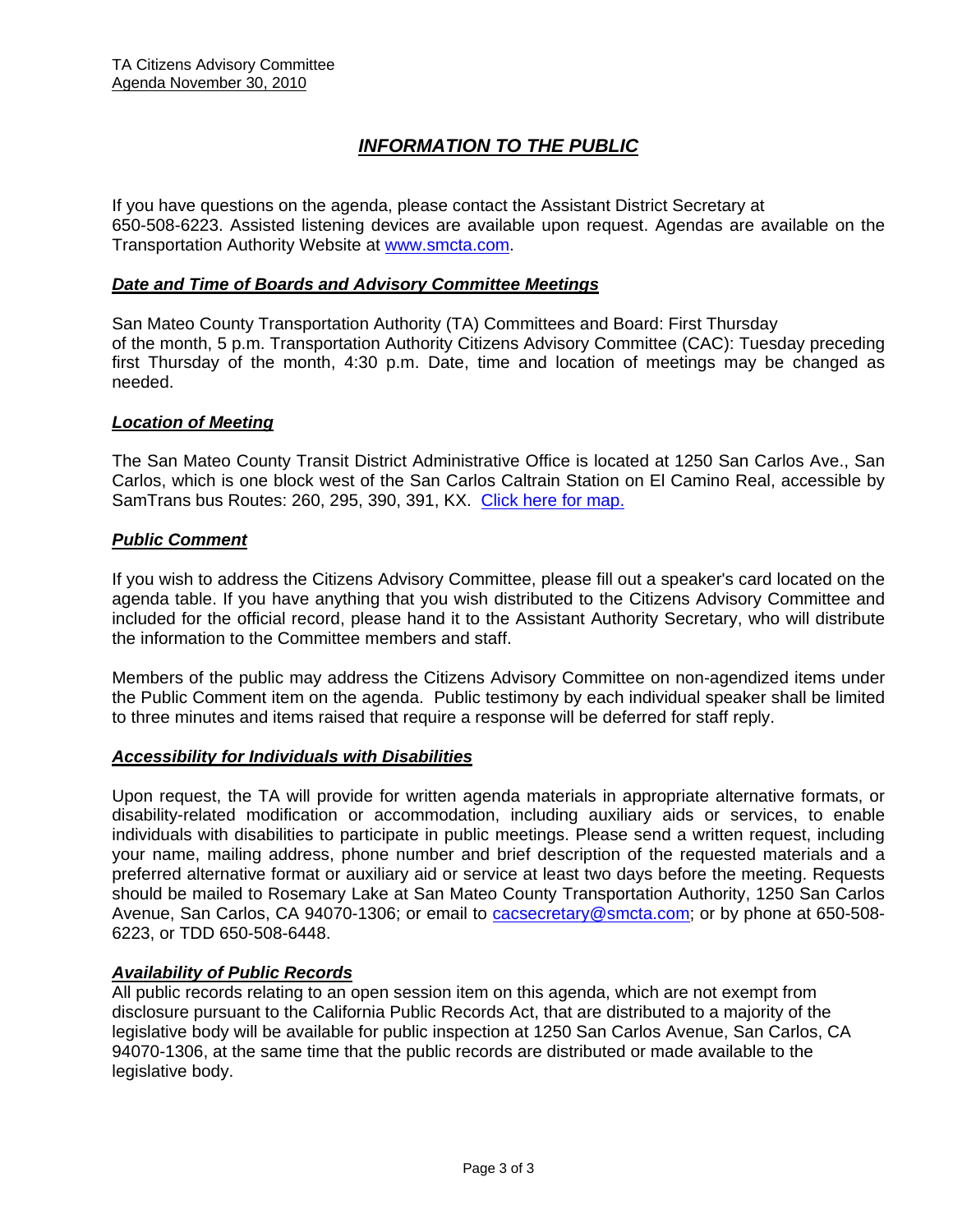# *INFORMATION TO THE PUBLIC*

If you have questions on the agenda, please contact the Assistant District Secretary at 650-508-6223. Assisted listening devices are available upon request. Agendas are available on the Transportation Authority Website at [www.smcta.com](http://www.smcta.com).

### *Date and Time of Boards and Advisory Committee Meetings*

San Mateo County Transportation Authority (TA) Committees and Board: First Thursday of the month, 5 p.m. Transportation Authority Citizens Advisory Committee (CAC): Tuesday preceding first Thursday of the month, 4:30 p.m. Date, time and location of meetings may be changed as needed.

### *Location of Meeting*

The San Mateo County Transit District Administrative Office is located at 1250 San Carlos Ave., San Carlos, which is one block west of the San Carlos Caltrain Station on El Camino Real, accessible by SamTrans bus Routes: 260, 295, 390, 391, KX. Click here for map.

### *Public Comment*

If you wish to address the Citizens Advisory Committee, please fill out a speaker's card located on the agenda table. If you have anything that you wish distributed to the Citizens Advisory Committee and included for the official record, please hand it to the Assistant Authority Secretary, who will distribute the information to the Committee members and staff.

Members of the public may address the Citizens Advisory Committee on non-agendized items under the Public Comment item on the agenda. Public testimony by each individual speaker shall be limited to three minutes and items raised that require a response will be deferred for staff reply.

### *Accessibility for Individuals with Disabilities*

Upon request, the TA will provide for written agenda materials in appropriate alternative formats, or disability-related modification or accommodation, including auxiliary aids or services, to enable individuals with disabilities to participate in public meetings. Please send a written request, including your name, mailing address, phone number and brief description of the requested materials and a preferred alternative format or auxiliary aid or service at least two days before the meeting. Requests should be mailed to Rosemary Lake at San Mateo County Transportation Authority, 1250 San Carlos Avenue, San Carlos, CA 94070-1306; or email to cacsecretary@smcta.com; or by phone at 650-508-6223, or TDD 650-508-6448.

### *Availability of Public Records*

All public records relating to an open session item on this agenda, which are not exempt from disclosure pursuant to the California Public Records Act, that are distributed to a majority of the legislative body will be available for public inspection at 1250 San Carlos Avenue, San Carlos, CA 94070-1306, at the same time that the public records are distributed or made available to the legislative body.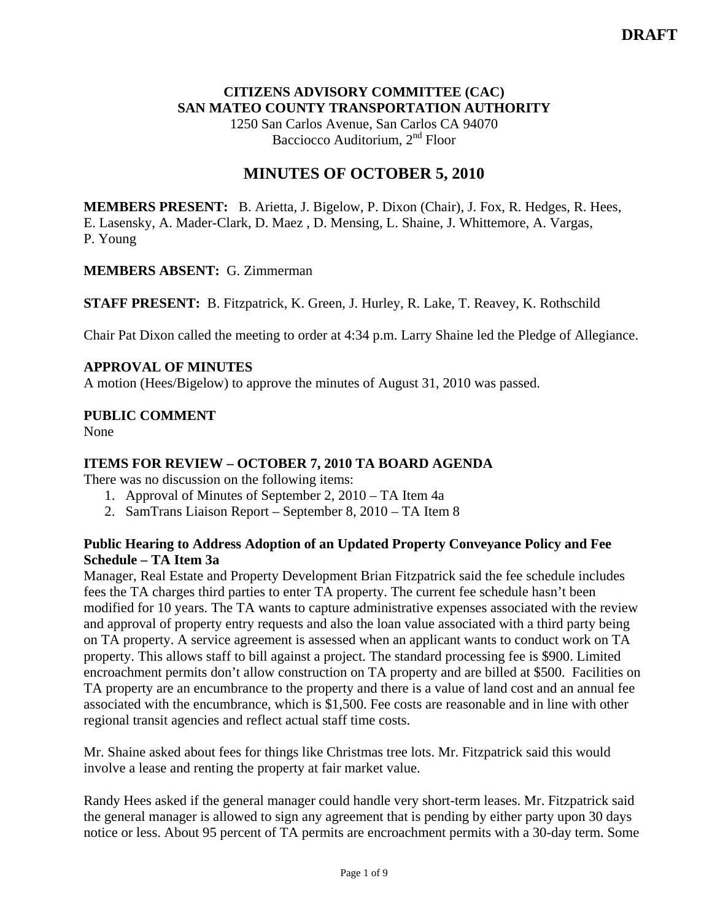**DRAFT**

**CITIZENS ADVISORY COMMITTEE (CAC)**
**SAN MATEO COUNTY TRANSPORTATION AUTHORITY**
1250 San Carlos Avenue, San Carlos CA 94070
Bacciocco Auditorium, 2nd Floor

# MINUTES OF OCTOBER 5, 2010

**MEMBERS PRESENT:** B. Arietta, J. Bigelow, P. Dixon (Chair), J. Fox, R. Hedges, R. Hees, E. Lasensky, A. Mader-Clark, D. Maez , D. Mensing, L. Shaine, J. Whittemore, A. Vargas, P. Young

**MEMBERS ABSENT:** G. Zimmerman

**STAFF PRESENT:** B. Fitzpatrick, K. Green, J. Hurley, R. Lake, T. Reavey, K. Rothschild

Chair Pat Dixon called the meeting to order at 4:34 p.m. Larry Shaine led the Pledge of Allegiance.

**APPROVAL OF MINUTES**
A motion (Hees/Bigelow) to approve the minutes of August 31, 2010 was passed.

**PUBLIC COMMENT**
None

**ITEMS FOR REVIEW – OCTOBER 7, 2010 TA BOARD AGENDA**
There was no discussion on the following items:

1. Approval of Minutes of September 2, 2010 – TA Item 4a
2. SamTrans Liaison Report – September 8, 2010 – TA Item 8

**Public Hearing to Address Adoption of an Updated Property Conveyance Policy and Fee Schedule – TA Item 3a**
Manager, Real Estate and Property Development Brian Fitzpatrick said the fee schedule includes fees the TA charges third parties to enter TA property. The current fee schedule hasn't been modified for 10 years. The TA wants to capture administrative expenses associated with the review and approval of property entry requests and also the loan value associated with a third party being on TA property. A service agreement is assessed when an applicant wants to conduct work on TA property. This allows staff to bill against a project. The standard processing fee is $900. Limited encroachment permits don't allow construction on TA property and are billed at $500. Facilities on TA property are an encumbrance to the property and there is a value of land cost and an annual fee associated with the encumbrance, which is $1,500. Fee costs are reasonable and in line with other regional transit agencies and reflect actual staff time costs.

Mr. Shaine asked about fees for things like Christmas tree lots. Mr. Fitzpatrick said this would involve a lease and renting the property at fair market value.

Randy Hees asked if the general manager could handle very short-term leases. Mr. Fitzpatrick said the general manager is allowed to sign any agreement that is pending by either party upon 30 days notice or less. About 95 percent of TA permits are encroachment permits with a 30-day term. Some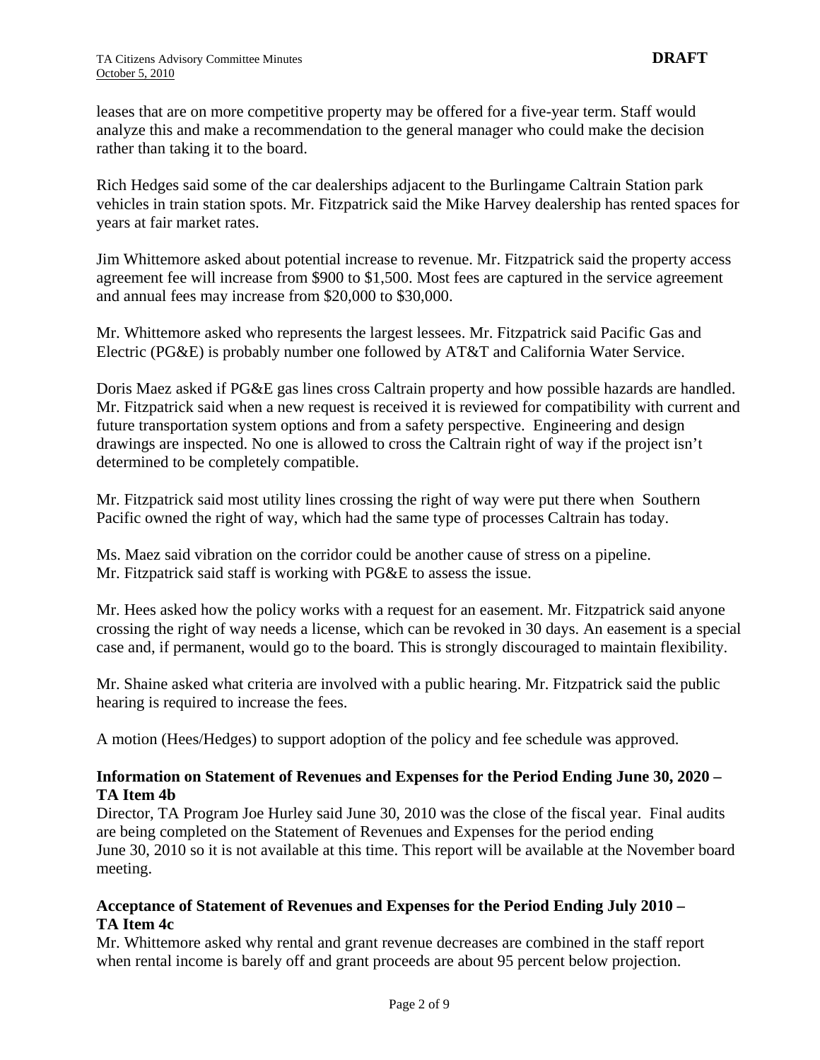leases that are on more competitive property may be offered for a five-year term. Staff would analyze this and make a recommendation to the general manager who could make the decision rather than taking it to the board.

Rich Hedges said some of the car dealerships adjacent to the Burlingame Caltrain Station park vehicles in train station spots. Mr. Fitzpatrick said the Mike Harvey dealership has rented spaces for years at fair market rates.

Jim Whittemore asked about potential increase to revenue. Mr. Fitzpatrick said the property access agreement fee will increase from $900 to $1,500. Most fees are captured in the service agreement and annual fees may increase from $20,000 to $30,000.

Mr. Whittemore asked who represents the largest lessees. Mr. Fitzpatrick said Pacific Gas and Electric (PG&E) is probably number one followed by AT&T and California Water Service.

Doris Maez asked if PG&E gas lines cross Caltrain property and how possible hazards are handled. Mr. Fitzpatrick said when a new request is received it is reviewed for compatibility with current and future transportation system options and from a safety perspective. Engineering and design drawings are inspected. No one is allowed to cross the Caltrain right of way if the project isn't determined to be completely compatible.

Mr. Fitzpatrick said most utility lines crossing the right of way were put there when Southern Pacific owned the right of way, which had the same type of processes Caltrain has today.

Ms. Maez said vibration on the corridor could be another cause of stress on a pipeline. Mr. Fitzpatrick said staff is working with PG&E to assess the issue.

Mr. Hees asked how the policy works with a request for an easement. Mr. Fitzpatrick said anyone crossing the right of way needs a license, which can be revoked in 30 days. An easement is a special case and, if permanent, would go to the board. This is strongly discouraged to maintain flexibility.

Mr. Shaine asked what criteria are involved with a public hearing. Mr. Fitzpatrick said the public hearing is required to increase the fees.

A motion (Hees/Hedges) to support adoption of the policy and fee schedule was approved.

**Information on Statement of Revenues and Expenses for the Period Ending June 30, 2020 – TA Item 4b**

Director, TA Program Joe Hurley said June 30, 2010 was the close of the fiscal year. Final audits are being completed on the Statement of Revenues and Expenses for the period ending June 30, 2010 so it is not available at this time. This report will be available at the November board meeting.

**Acceptance of Statement of Revenues and Expenses for the Period Ending July 2010 – TA Item 4c**

Mr. Whittemore asked why rental and grant revenue decreases are combined in the staff report when rental income is barely off and grant proceeds are about 95 percent below projection.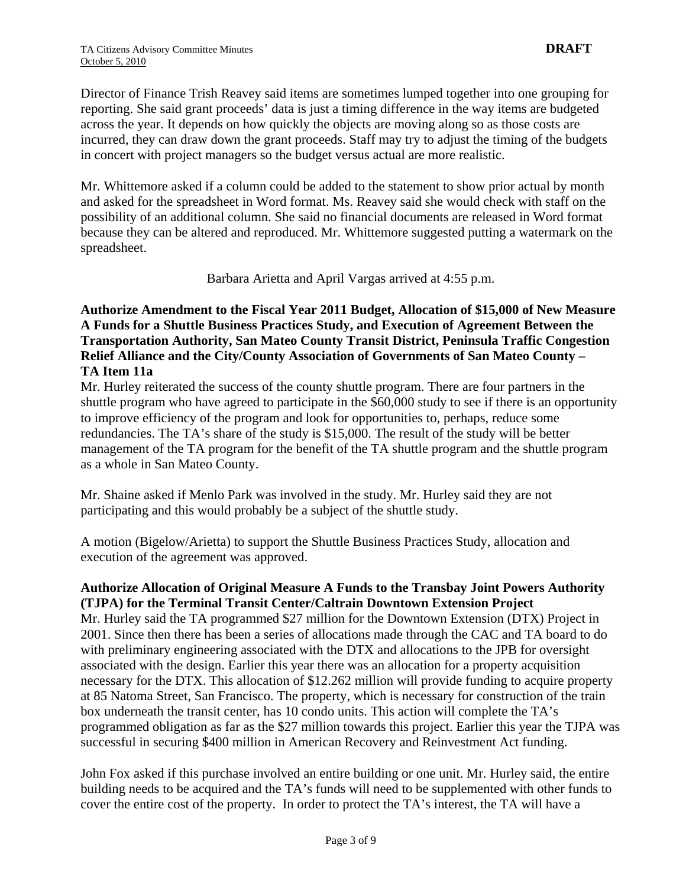Director of Finance Trish Reavey said items are sometimes lumped together into one grouping for reporting. She said grant proceeds' data is just a timing difference in the way items are budgeted across the year. It depends on how quickly the objects are moving along so as those costs are incurred, they can draw down the grant proceeds. Staff may try to adjust the timing of the budgets in concert with project managers so the budget versus actual are more realistic.

Mr. Whittemore asked if a column could be added to the statement to show prior actual by month and asked for the spreadsheet in Word format. Ms. Reavey said she would check with staff on the possibility of an additional column. She said no financial documents are released in Word format because they can be altered and reproduced. Mr. Whittemore suggested putting a watermark on the spreadsheet.

Barbara Arietta and April Vargas arrived at 4:55 p.m.

**Authorize Amendment to the Fiscal Year 2011 Budget, Allocation of $15,000 of New Measure A Funds for a Shuttle Business Practices Study, and Execution of Agreement Between the Transportation Authority, San Mateo County Transit District, Peninsula Traffic Congestion Relief Alliance and the City/County Association of Governments of San Mateo County – TA Item 11a**

Mr. Hurley reiterated the success of the county shuttle program. There are four partners in the shuttle program who have agreed to participate in the $60,000 study to see if there is an opportunity to improve efficiency of the program and look for opportunities to, perhaps, reduce some redundancies. The TA's share of the study is $15,000. The result of the study will be better management of the TA program for the benefit of the TA shuttle program and the shuttle program as a whole in San Mateo County.

Mr. Shaine asked if Menlo Park was involved in the study. Mr. Hurley said they are not participating and this would probably be a subject of the shuttle study.

A motion (Bigelow/Arietta) to support the Shuttle Business Practices Study, allocation and execution of the agreement was approved.

**Authorize Allocation of Original Measure A Funds to the Transbay Joint Powers Authority (TJPA) for the Terminal Transit Center/Caltrain Downtown Extension Project**

Mr. Hurley said the TA programmed $27 million for the Downtown Extension (DTX) Project in 2001. Since then there has been a series of allocations made through the CAC and TA board to do with preliminary engineering associated with the DTX and allocations to the JPB for oversight associated with the design. Earlier this year there was an allocation for a property acquisition necessary for the DTX. This allocation of $12.262 million will provide funding to acquire property at 85 Natoma Street, San Francisco. The property, which is necessary for construction of the train box underneath the transit center, has 10 condo units. This action will complete the TA's programmed obligation as far as the $27 million towards this project. Earlier this year the TJPA was successful in securing $400 million in American Recovery and Reinvestment Act funding.

John Fox asked if this purchase involved an entire building or one unit. Mr. Hurley said, the entire building needs to be acquired and the TA's funds will need to be supplemented with other funds to cover the entire cost of the property. In order to protect the TA's interest, the TA will have a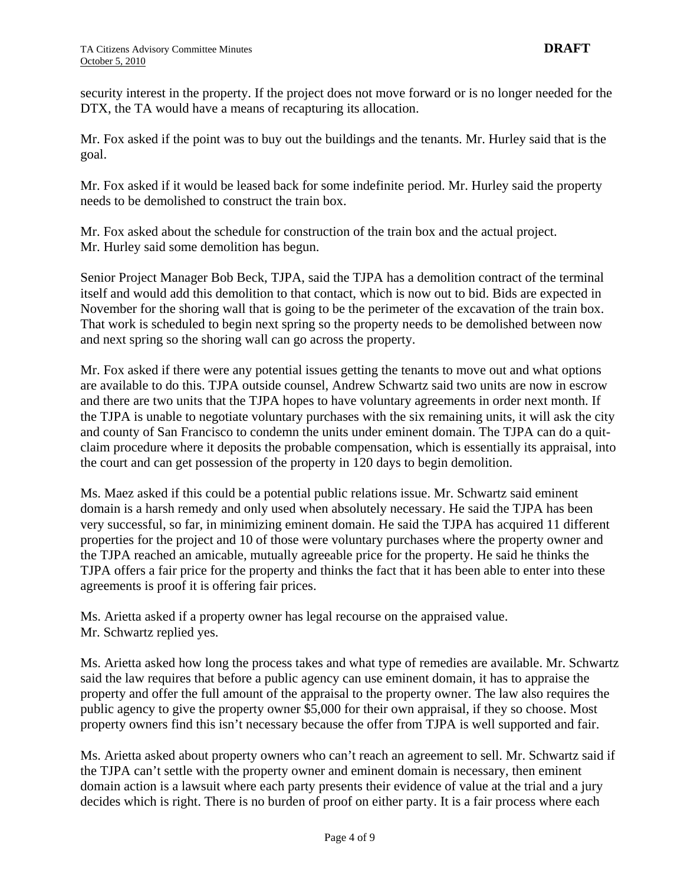security interest in the property. If the project does not move forward or is no longer needed for the DTX, the TA would have a means of recapturing its allocation.

Mr. Fox asked if the point was to buy out the buildings and the tenants. Mr. Hurley said that is the goal.

Mr. Fox asked if it would be leased back for some indefinite period. Mr. Hurley said the property needs to be demolished to construct the train box.

Mr. Fox asked about the schedule for construction of the train box and the actual project. Mr. Hurley said some demolition has begun.

Senior Project Manager Bob Beck, TJPA, said the TJPA has a demolition contract of the terminal itself and would add this demolition to that contact, which is now out to bid. Bids are expected in November for the shoring wall that is going to be the perimeter of the excavation of the train box. That work is scheduled to begin next spring so the property needs to be demolished between now and next spring so the shoring wall can go across the property.

Mr. Fox asked if there were any potential issues getting the tenants to move out and what options are available to do this. TJPA outside counsel, Andrew Schwartz said two units are now in escrow and there are two units that the TJPA hopes to have voluntary agreements in order next month. If the TJPA is unable to negotiate voluntary purchases with the six remaining units, it will ask the city and county of San Francisco to condemn the units under eminent domain. The TJPA can do a quit-claim procedure where it deposits the probable compensation, which is essentially its appraisal, into the court and can get possession of the property in 120 days to begin demolition.

Ms. Maez asked if this could be a potential public relations issue. Mr. Schwartz said eminent domain is a harsh remedy and only used when absolutely necessary. He said the TJPA has been very successful, so far, in minimizing eminent domain. He said the TJPA has acquired 11 different properties for the project and 10 of those were voluntary purchases where the property owner and the TJPA reached an amicable, mutually agreeable price for the property. He said he thinks the TJPA offers a fair price for the property and thinks the fact that it has been able to enter into these agreements is proof it is offering fair prices.

Ms. Arietta asked if a property owner has legal recourse on the appraised value. Mr. Schwartz replied yes.

Ms. Arietta asked how long the process takes and what type of remedies are available. Mr. Schwartz said the law requires that before a public agency can use eminent domain, it has to appraise the property and offer the full amount of the appraisal to the property owner. The law also requires the public agency to give the property owner $5,000 for their own appraisal, if they so choose. Most property owners find this isn't necessary because the offer from TJPA is well supported and fair.

Ms. Arietta asked about property owners who can't reach an agreement to sell. Mr. Schwartz said if the TJPA can't settle with the property owner and eminent domain is necessary, then eminent domain action is a lawsuit where each party presents their evidence of value at the trial and a jury decides which is right. There is no burden of proof on either party. It is a fair process where each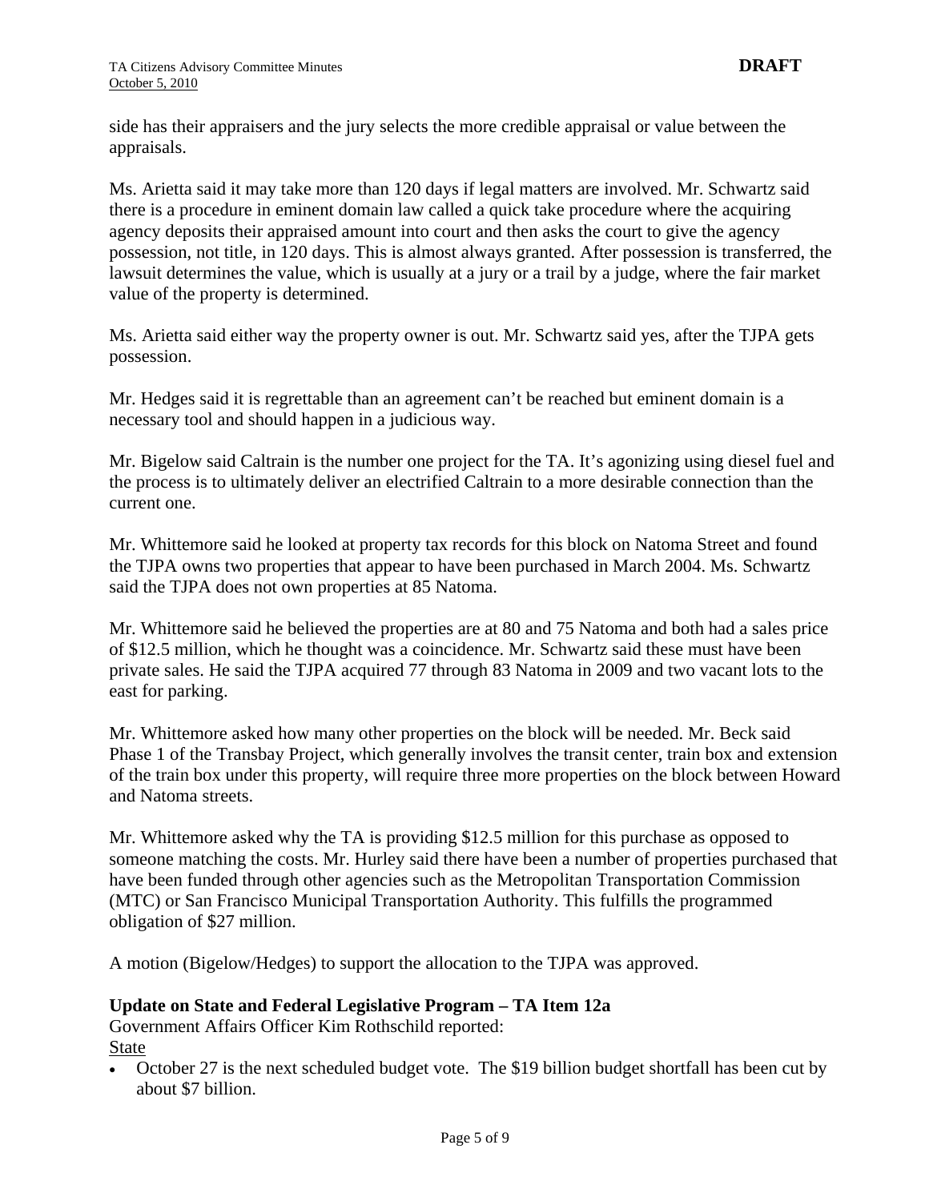side has their appraisers and the jury selects the more credible appraisal or value between the appraisals.

Ms. Arietta said it may take more than 120 days if legal matters are involved. Mr. Schwartz said there is a procedure in eminent domain law called a quick take procedure where the acquiring agency deposits their appraised amount into court and then asks the court to give the agency possession, not title, in 120 days. This is almost always granted. After possession is transferred, the lawsuit determines the value, which is usually at a jury or a trail by a judge, where the fair market value of the property is determined.

Ms. Arietta said either way the property owner is out. Mr. Schwartz said yes, after the TJPA gets possession.

Mr. Hedges said it is regrettable than an agreement can't be reached but eminent domain is a necessary tool and should happen in a judicious way.

Mr. Bigelow said Caltrain is the number one project for the TA. It's agonizing using diesel fuel and the process is to ultimately deliver an electrified Caltrain to a more desirable connection than the current one.

Mr. Whittemore said he looked at property tax records for this block on Natoma Street and found the TJPA owns two properties that appear to have been purchased in March 2004. Ms. Schwartz said the TJPA does not own properties at 85 Natoma.

Mr. Whittemore said he believed the properties are at 80 and 75 Natoma and both had a sales price of $12.5 million, which he thought was a coincidence. Mr. Schwartz said these must have been private sales. He said the TJPA acquired 77 through 83 Natoma in 2009 and two vacant lots to the east for parking.

Mr. Whittemore asked how many other properties on the block will be needed. Mr. Beck said Phase 1 of the Transbay Project, which generally involves the transit center, train box and extension of the train box under this property, will require three more properties on the block between Howard and Natoma streets.

Mr. Whittemore asked why the TA is providing $12.5 million for this purchase as opposed to someone matching the costs. Mr. Hurley said there have been a number of properties purchased that have been funded through other agencies such as the Metropolitan Transportation Commission (MTC) or San Francisco Municipal Transportation Authority. This fulfills the programmed obligation of $27 million.

A motion (Bigelow/Hedges) to support the allocation to the TJPA was approved.

**Update on State and Federal Legislative Program – TA Item 12a**

Government Affairs Officer Kim Rothschild reported:

State

- October 27 is the next scheduled budget vote. The $19 billion budget shortfall has been cut by about $7 billion.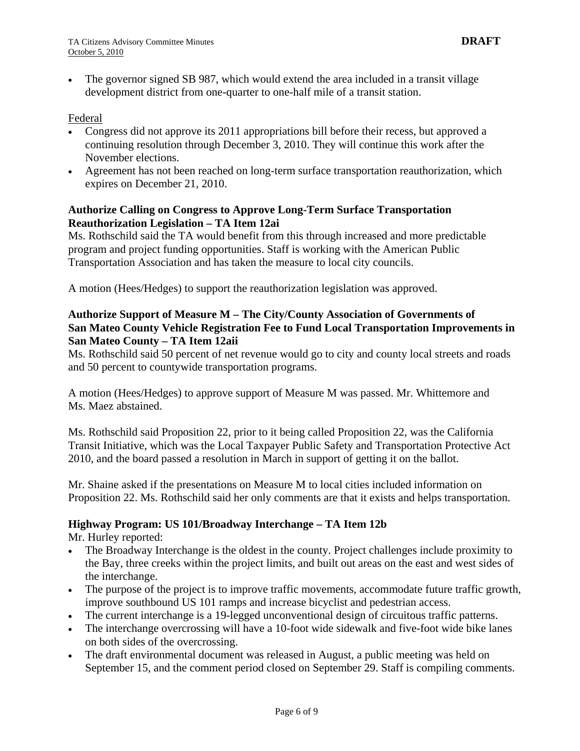- The governor signed SB 987, which would extend the area included in a transit village development district from one-quarter to one-half mile of a transit station.

Federal

- Congress did not approve its 2011 appropriations bill before their recess, but approved a continuing resolution through December 3, 2010. They will continue this work after the November elections.
- Agreement has not been reached on long-term surface transportation reauthorization, which expires on December 21, 2010.

**Authorize Calling on Congress to Approve Long-Term Surface Transportation Reauthorization Legislation – TA Item 12ai**

Ms. Rothschild said the TA would benefit from this through increased and more predictable program and project funding opportunities. Staff is working with the American Public Transportation Association and has taken the measure to local city councils.

A motion (Hees/Hedges) to support the reauthorization legislation was approved.

**Authorize Support of Measure M – The City/County Association of Governments of San Mateo County Vehicle Registration Fee to Fund Local Transportation Improvements in San Mateo County – TA Item 12aii**

Ms. Rothschild said 50 percent of net revenue would go to city and county local streets and roads and 50 percent to countywide transportation programs.

A motion (Hees/Hedges) to approve support of Measure M was passed. Mr. Whittemore and Ms. Maez abstained.

Ms. Rothschild said Proposition 22, prior to it being called Proposition 22, was the California Transit Initiative, which was the Local Taxpayer Public Safety and Transportation Protective Act 2010, and the board passed a resolution in March in support of getting it on the ballot.

Mr. Shaine asked if the presentations on Measure M to local cities included information on Proposition 22. Ms. Rothschild said her only comments are that it exists and helps transportation.

**Highway Program: US 101/Broadway Interchange – TA Item 12b**

Mr. Hurley reported:

- The Broadway Interchange is the oldest in the county. Project challenges include proximity to the Bay, three creeks within the project limits, and built out areas on the east and west sides of the interchange.
- The purpose of the project is to improve traffic movements, accommodate future traffic growth, improve southbound US 101 ramps and increase bicyclist and pedestrian access.
- The current interchange is a 19-legged unconventional design of circuitous traffic patterns.
- The interchange overcrossing will have a 10-foot wide sidewalk and five-foot wide bike lanes on both sides of the overcrossing.
- The draft environmental document was released in August, a public meeting was held on September 15, and the comment period closed on September 29. Staff is compiling comments.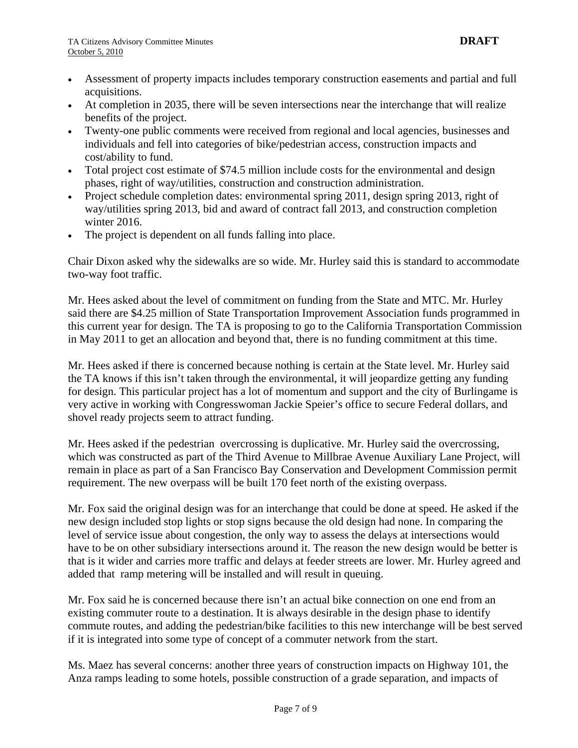- Assessment of property impacts includes temporary construction easements and partial and full acquisitions.
- At completion in 2035, there will be seven intersections near the interchange that will realize benefits of the project.
- Twenty-one public comments were received from regional and local agencies, businesses and individuals and fell into categories of bike/pedestrian access, construction impacts and cost/ability to fund.
- Total project cost estimate of $74.5 million include costs for the environmental and design phases, right of way/utilities, construction and construction administration.
- Project schedule completion dates: environmental spring 2011, design spring 2013, right of way/utilities spring 2013, bid and award of contract fall 2013, and construction completion winter 2016.
- The project is dependent on all funds falling into place.

Chair Dixon asked why the sidewalks are so wide. Mr. Hurley said this is standard to accommodate two-way foot traffic.

Mr. Hees asked about the level of commitment on funding from the State and MTC. Mr. Hurley said there are $4.25 million of State Transportation Improvement Association funds programmed in this current year for design. The TA is proposing to go to the California Transportation Commission in May 2011 to get an allocation and beyond that, there is no funding commitment at this time.

Mr. Hees asked if there is concerned because nothing is certain at the State level. Mr. Hurley said the TA knows if this isn't taken through the environmental, it will jeopardize getting any funding for design. This particular project has a lot of momentum and support and the city of Burlingame is very active in working with Congresswoman Jackie Speier's office to secure Federal dollars, and shovel ready projects seem to attract funding.

Mr. Hees asked if the pedestrian overcrossing is duplicative. Mr. Hurley said the overcrossing, which was constructed as part of the Third Avenue to Millbrae Avenue Auxiliary Lane Project, will remain in place as part of a San Francisco Bay Conservation and Development Commission permit requirement. The new overpass will be built 170 feet north of the existing overpass.

Mr. Fox said the original design was for an interchange that could be done at speed. He asked if the new design included stop lights or stop signs because the old design had none. In comparing the level of service issue about congestion, the only way to assess the delays at intersections would have to be on other subsidiary intersections around it. The reason the new design would be better is that is it wider and carries more traffic and delays at feeder streets are lower. Mr. Hurley agreed and added that ramp metering will be installed and will result in queuing.

Mr. Fox said he is concerned because there isn't an actual bike connection on one end from an existing commuter route to a destination. It is always desirable in the design phase to identify commute routes, and adding the pedestrian/bike facilities to this new interchange will be best served if it is integrated into some type of concept of a commuter network from the start.

Ms. Maez has several concerns: another three years of construction impacts on Highway 101, the Anza ramps leading to some hotels, possible construction of a grade separation, and impacts of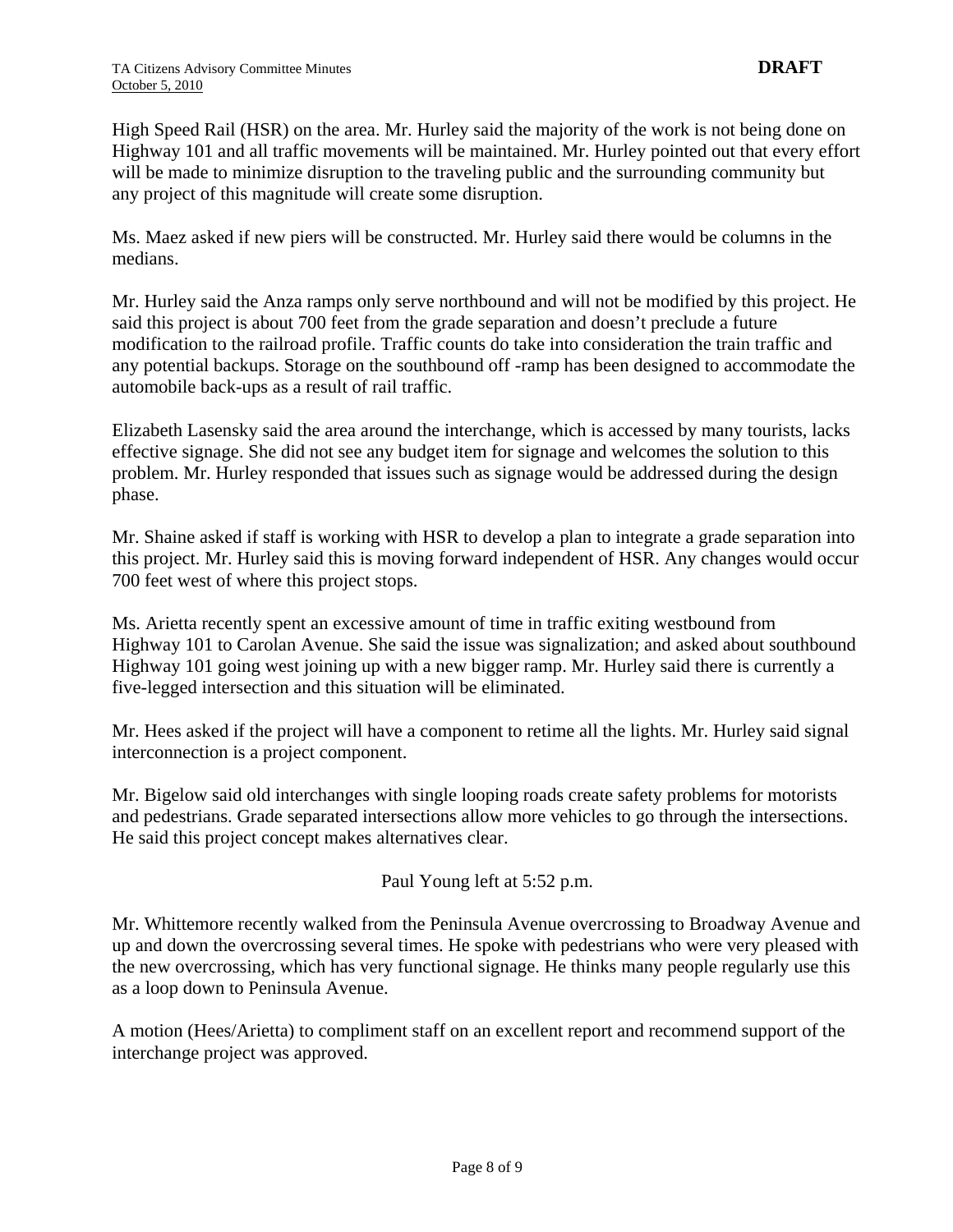High Speed Rail (HSR) on the area. Mr. Hurley said the majority of the work is not being done on Highway 101 and all traffic movements will be maintained. Mr. Hurley pointed out that every effort will be made to minimize disruption to the traveling public and the surrounding community but any project of this magnitude will create some disruption.

Ms. Maez asked if new piers will be constructed. Mr. Hurley said there would be columns in the medians.

Mr. Hurley said the Anza ramps only serve northbound and will not be modified by this project. He said this project is about 700 feet from the grade separation and doesn't preclude a future modification to the railroad profile. Traffic counts do take into consideration the train traffic and any potential backups. Storage on the southbound off -ramp has been designed to accommodate the automobile back-ups as a result of rail traffic.

Elizabeth Lasensky said the area around the interchange, which is accessed by many tourists, lacks effective signage. She did not see any budget item for signage and welcomes the solution to this problem. Mr. Hurley responded that issues such as signage would be addressed during the design phase.

Mr. Shaine asked if staff is working with HSR to develop a plan to integrate a grade separation into this project. Mr. Hurley said this is moving forward independent of HSR. Any changes would occur 700 feet west of where this project stops.

Ms. Arietta recently spent an excessive amount of time in traffic exiting westbound from Highway 101 to Carolan Avenue. She said the issue was signalization; and asked about southbound Highway 101 going west joining up with a new bigger ramp. Mr. Hurley said there is currently a five-legged intersection and this situation will be eliminated.

Mr. Hees asked if the project will have a component to retime all the lights. Mr. Hurley said signal interconnection is a project component.

Mr. Bigelow said old interchanges with single looping roads create safety problems for motorists and pedestrians. Grade separated intersections allow more vehicles to go through the intersections. He said this project concept makes alternatives clear.

Paul Young left at 5:52 p.m.

Mr. Whittemore recently walked from the Peninsula Avenue overcrossing to Broadway Avenue and up and down the overcrossing several times. He spoke with pedestrians who were very pleased with the new overcrossing, which has very functional signage. He thinks many people regularly use this as a loop down to Peninsula Avenue.

A motion (Hees/Arietta) to compliment staff on an excellent report and recommend support of the interchange project was approved.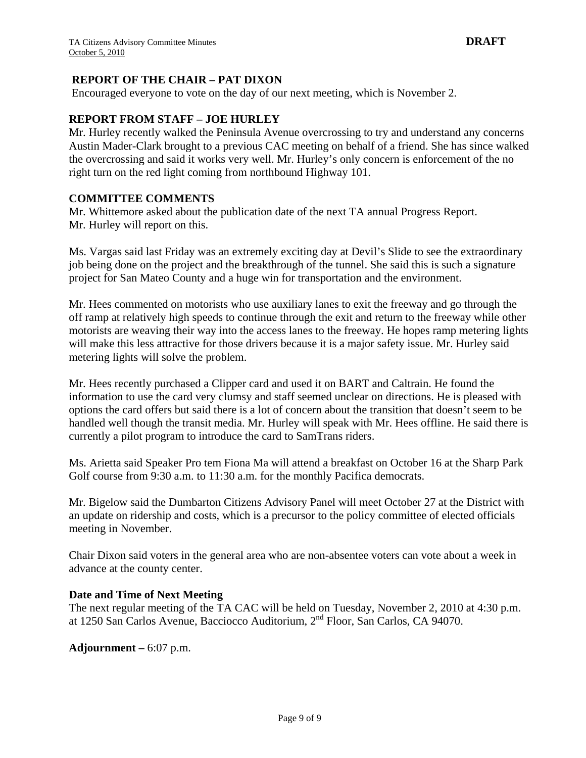## REPORT OF THE CHAIR – PAT DIXON

Encouraged everyone to vote on the day of our next meeting, which is November 2.

## REPORT FROM STAFF – JOE HURLEY

Mr. Hurley recently walked the Peninsula Avenue overcrossing to try and understand any concerns Austin Mader-Clark brought to a previous CAC meeting on behalf of a friend. She has since walked the overcrossing and said it works very well. Mr. Hurley's only concern is enforcement of the no right turn on the red light coming from northbound Highway 101.

## COMMITTEE COMMENTS

Mr. Whittemore asked about the publication date of the next TA annual Progress Report. Mr. Hurley will report on this.

Ms. Vargas said last Friday was an extremely exciting day at Devil's Slide to see the extraordinary job being done on the project and the breakthrough of the tunnel. She said this is such a signature project for San Mateo County and a huge win for transportation and the environment.

Mr. Hees commented on motorists who use auxiliary lanes to exit the freeway and go through the off ramp at relatively high speeds to continue through the exit and return to the freeway while other motorists are weaving their way into the access lanes to the freeway. He hopes ramp metering lights will make this less attractive for those drivers because it is a major safety issue. Mr. Hurley said metering lights will solve the problem.

Mr. Hees recently purchased a Clipper card and used it on BART and Caltrain. He found the information to use the card very clumsy and staff seemed unclear on directions. He is pleased with options the card offers but said there is a lot of concern about the transition that doesn't seem to be handled well though the transit media. Mr. Hurley will speak with Mr. Hees offline. He said there is currently a pilot program to introduce the card to SamTrans riders.

Ms. Arietta said Speaker Pro tem Fiona Ma will attend a breakfast on October 16 at the Sharp Park Golf course from 9:30 a.m. to 11:30 a.m. for the monthly Pacifica democrats.

Mr. Bigelow said the Dumbarton Citizens Advisory Panel will meet October 27 at the District with an update on ridership and costs, which is a precursor to the policy committee of elected officials meeting in November.

Chair Dixon said voters in the general area who are non-absentee voters can vote about a week in advance at the county center.

### Date and Time of Next Meeting

The next regular meeting of the TA CAC will be held on Tuesday, November 2, 2010 at 4:30 p.m. at 1250 San Carlos Avenue, Bacciocco Auditorium, 2nd Floor, San Carlos, CA 94070.

**Adjournment –** 6:07 p.m.